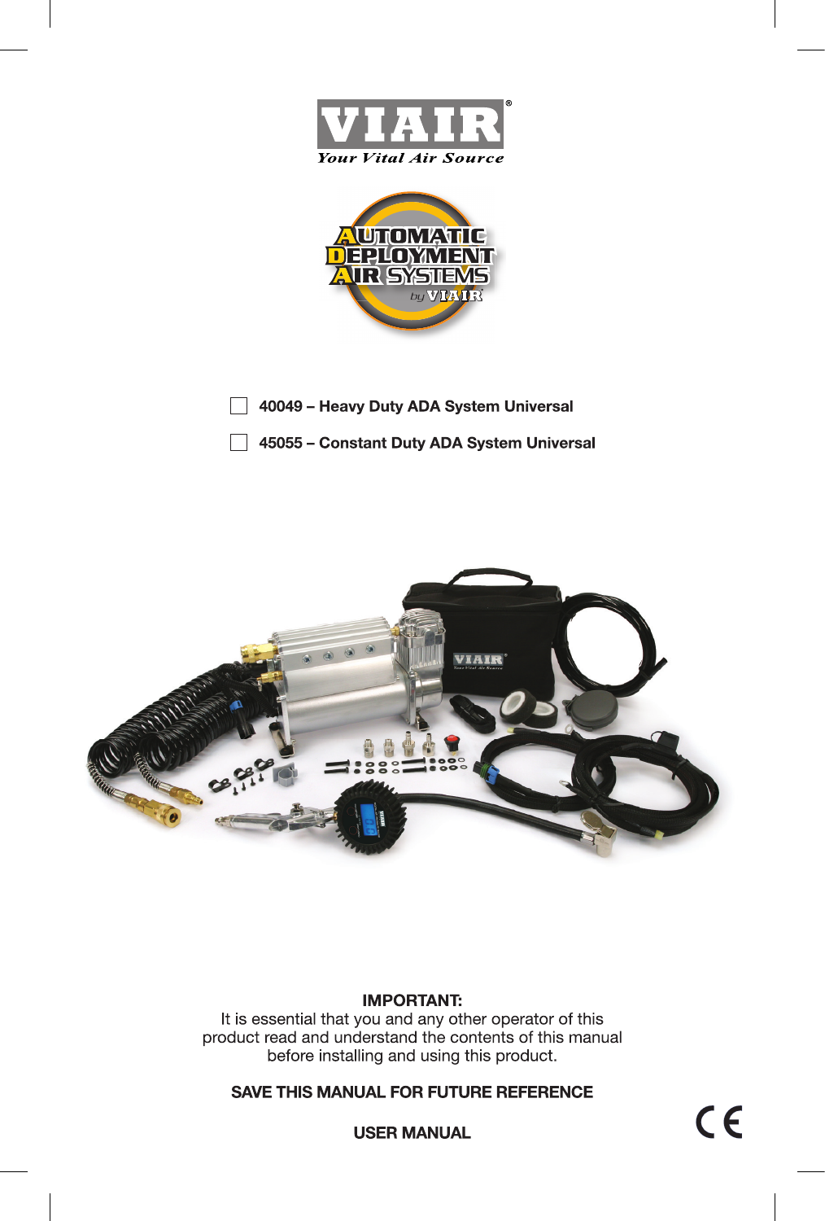# VIAIR®

*Your Vital Air Source*

AUTOMATIC DEPLOYMENT AIR SYSTEMS by VIAIR

- [ ] **40049 – Heavy Duty ADA System Universal**
- [ ] **45055 – Constant Duty ADA System Universal**

**IMPORTANT:**
It is essential that you and any other operator of this product read and understand the contents of this manual before installing and using this product.

**SAVE THIS MANUAL FOR FUTURE REFERENCE**

**USER MANUAL**

CE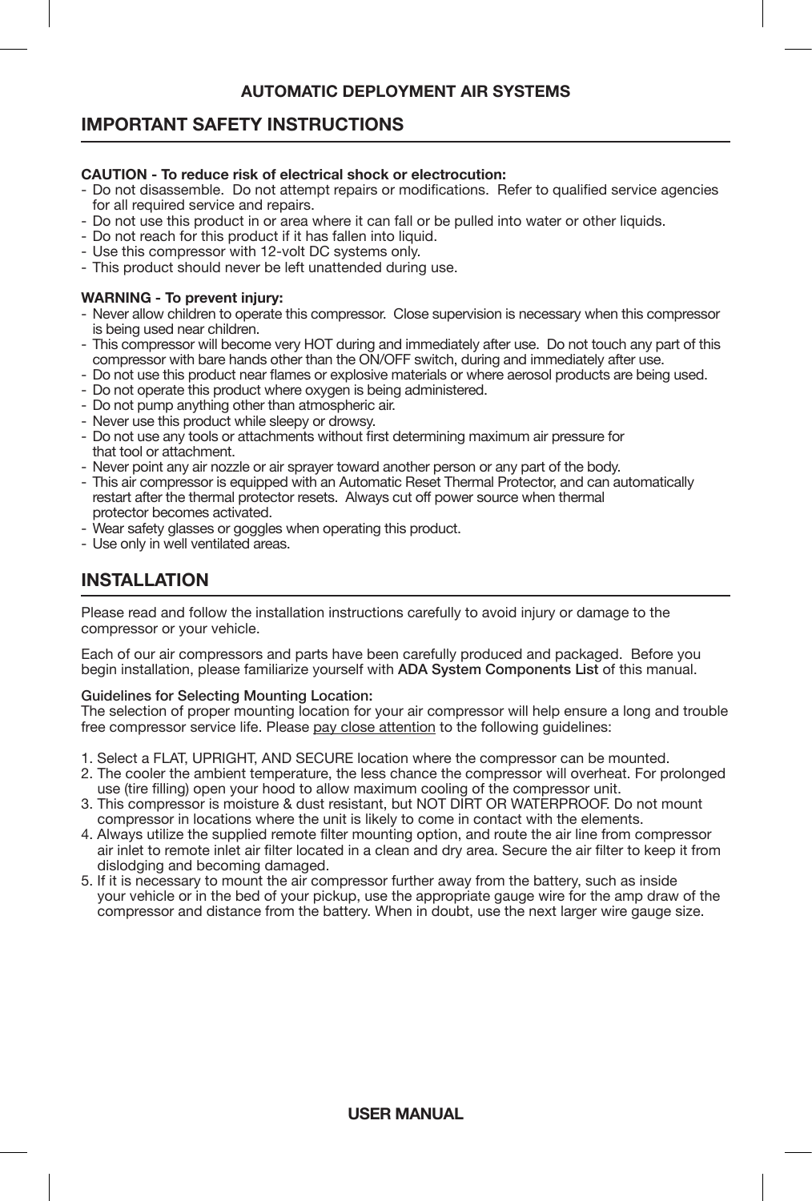## IMPORTANT SAFETY INSTRUCTIONS

**CAUTION - To reduce risk of electrical shock or electrocution:**

- Do not disassemble. Do not attempt repairs or modifications. Refer to qualified service agencies for all required service and repairs.
- Do not use this product in or area where it can fall or be pulled into water or other liquids.
- Do not reach for this product if it has fallen into liquid.
- Use this compressor with 12-volt DC systems only.
- This product should never be left unattended during use.

**WARNING - To prevent injury:**

- Never allow children to operate this compressor. Close supervision is necessary when this compressor is being used near children.
- This compressor will become very HOT during and immediately after use. Do not touch any part of this compressor with bare hands other than the ON/OFF switch, during and immediately after use.
- Do not use this product near flames or explosive materials or where aerosol products are being used.
- Do not operate this product where oxygen is being administered.
- Do not pump anything other than atmospheric air.
- Never use this product while sleepy or drowsy.
- Do not use any tools or attachments without first determining maximum air pressure for that tool or attachment.
- Never point any air nozzle or air sprayer toward another person or any part of the body.
- This air compressor is equipped with an Automatic Reset Thermal Protector, and can automatically restart after the thermal protector resets. Always cut off power source when thermal protector becomes activated.
- Wear safety glasses or goggles when operating this product.
- Use only in well ventilated areas.

## INSTALLATION

Please read and follow the installation instructions carefully to avoid injury or damage to the compressor or your vehicle.

Each of our air compressors and parts have been carefully produced and packaged. Before you begin installation, please familiarize yourself with **ADA System Components List** of this manual.

**Guidelines for Selecting Mounting Location:**
The selection of proper mounting location for your air compressor will help ensure a long and trouble free compressor service life. Please pay close attention to the following guidelines:

1. Select a FLAT, UPRIGHT, AND SECURE location where the compressor can be mounted.
2. The cooler the ambient temperature, the less chance the compressor will overheat. For prolonged use (tire filling) open your hood to allow maximum cooling of the compressor unit.
3. This compressor is moisture & dust resistant, but NOT DIRT OR WATERPROOF. Do not mount compressor in locations where the unit is likely to come in contact with the elements.
4. Always utilize the supplied remote filter mounting option, and route the air line from compressor air inlet to remote inlet air filter located in a clean and dry area. Secure the air filter to keep it from dislodging and becoming damaged.
5. If it is necessary to mount the air compressor further away from the battery, such as inside your vehicle or in the bed of your pickup, use the appropriate gauge wire for the amp draw of the compressor and distance from the battery. When in doubt, use the next larger wire gauge size.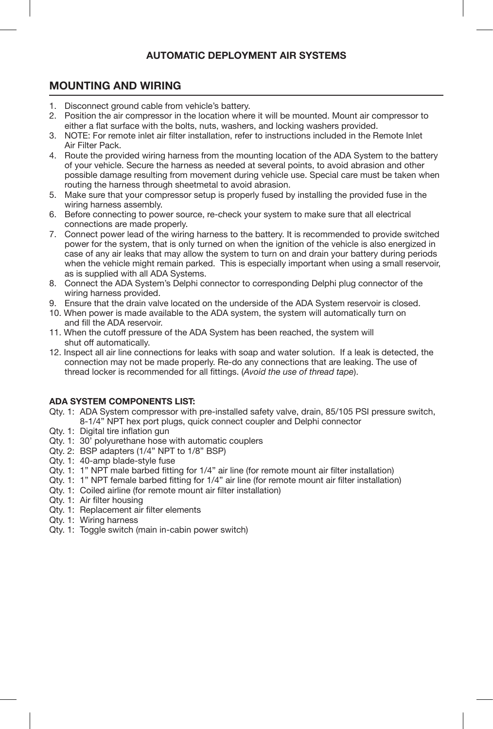**AUTOMATIC DEPLOYMENT AIR SYSTEMS**

## MOUNTING AND WIRING

1. Disconnect ground cable from vehicle's battery.
2. Position the air compressor in the location where it will be mounted. Mount air compressor to either a flat surface with the bolts, nuts, washers, and locking washers provided.
3. NOTE: For remote inlet air filter installation, refer to instructions included in the Remote Inlet Air Filter Pack.
4. Route the provided wiring harness from the mounting location of the ADA System to the battery of your vehicle. Secure the harness as needed at several points, to avoid abrasion and other possible damage resulting from movement during vehicle use. Special care must be taken when routing the harness through sheetmetal to avoid abrasion.
5. Make sure that your compressor setup is properly fused by installing the provided fuse in the wiring harness assembly.
6. Before connecting to power source, re-check your system to make sure that all electrical connections are made properly.
7. Connect power lead of the wiring harness to the battery. It is recommended to provide switched power for the system, that is only turned on when the ignition of the vehicle is also energized in case of any air leaks that may allow the system to turn on and drain your battery during periods when the vehicle might remain parked. This is especially important when using a small reservoir, as is supplied with all ADA Systems.
8. Connect the ADA System's Delphi connector to corresponding Delphi plug connector of the wiring harness provided.
9. Ensure that the drain valve located on the underside of the ADA System reservoir is closed.
10. When power is made available to the ADA system, the system will automatically turn on and fill the ADA reservoir.
11. When the cutoff pressure of the ADA System has been reached, the system will shut off automatically.
12. Inspect all air line connections for leaks with soap and water solution. If a leak is detected, the connection may not be made properly. Re-do any connections that are leaking. The use of thread locker is recommended for all fittings. (*Avoid the use of thread tape*).

**ADA SYSTEM COMPONENTS LIST:**

Qty. 1: ADA System compressor with pre-installed safety valve, drain, 85/105 PSI pressure switch, 8-1/4" NPT hex port plugs, quick connect coupler and Delphi connector
Qty. 1: Digital tire inflation gun
Qty. 1: 30' polyurethane hose with automatic couplers
Qty. 2: BSP adapters (1/4" NPT to 1/8" BSP)
Qty. 1: 40-amp blade-style fuse
Qty. 1: 1" NPT male barbed fitting for 1/4" air line (for remote mount air filter installation)
Qty. 1: 1" NPT female barbed fitting for 1/4" air line (for remote mount air filter installation)
Qty. 1: Coiled airline (for remote mount air filter installation)
Qty. 1: Air filter housing
Qty. 1: Replacement air filter elements
Qty. 1: Wiring harness
Qty. 1: Toggle switch (main in-cabin power switch)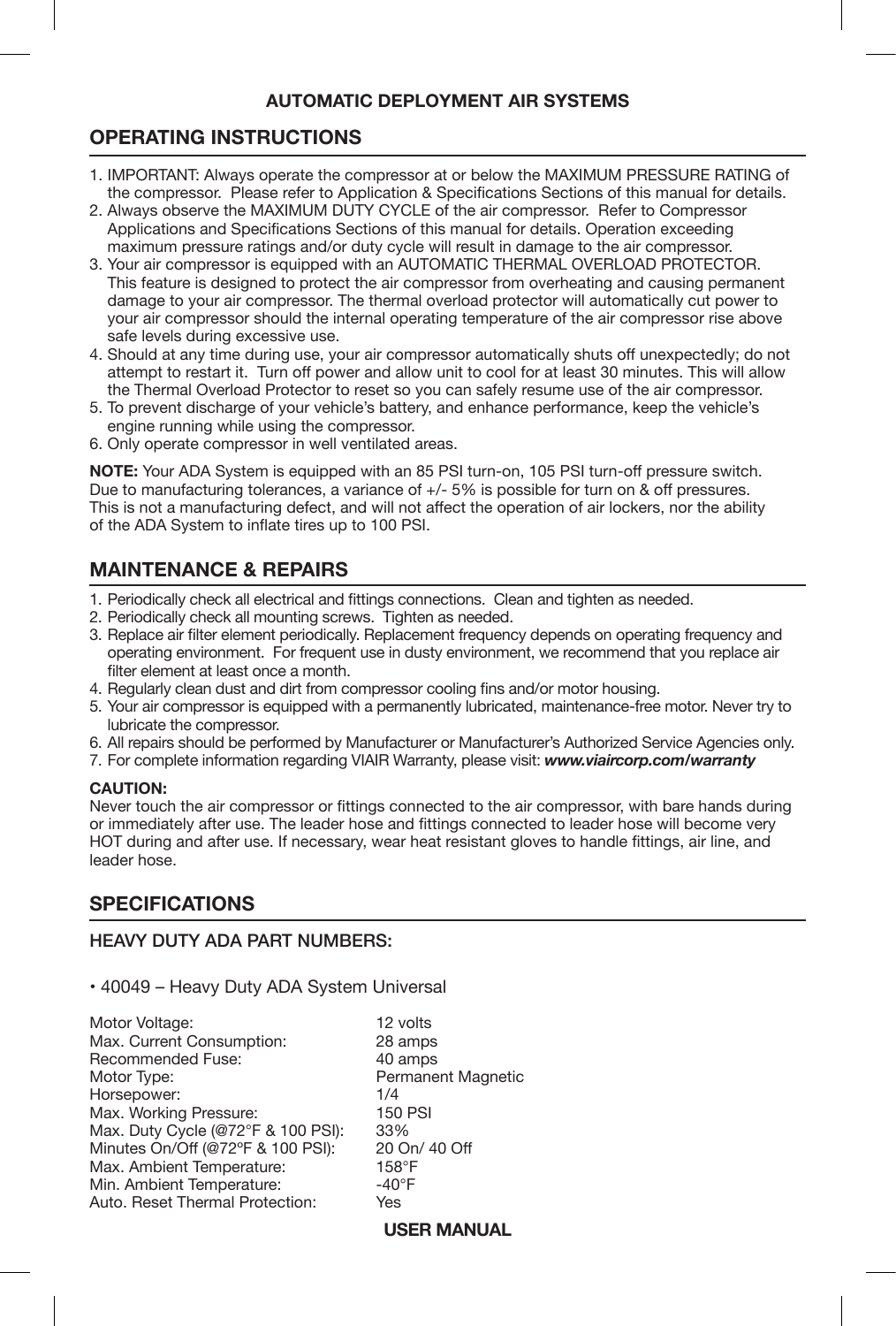## OPERATING INSTRUCTIONS

1. IMPORTANT: Always operate the compressor at or below the MAXIMUM PRESSURE RATING of the compressor. Please refer to Application & Specifications Sections of this manual for details.
2. Always observe the MAXIMUM DUTY CYCLE of the air compressor. Refer to Compressor Applications and Specifications Sections of this manual for details. Operation exceeding maximum pressure ratings and/or duty cycle will result in damage to the air compressor.
3. Your air compressor is equipped with an AUTOMATIC THERMAL OVERLOAD PROTECTOR. This feature is designed to protect the air compressor from overheating and causing permanent damage to your air compressor. The thermal overload protector will automatically cut power to your air compressor should the internal operating temperature of the air compressor rise above safe levels during excessive use.
4. Should at any time during use, your air compressor automatically shuts off unexpectedly; do not attempt to restart it. Turn off power and allow unit to cool for at least 30 minutes. This will allow the Thermal Overload Protector to reset so you can safely resume use of the air compressor.
5. To prevent discharge of your vehicle's battery, and enhance performance, keep the vehicle's engine running while using the compressor.
6. Only operate compressor in well ventilated areas.

**NOTE:** Your ADA System is equipped with an 85 PSI turn-on, 105 PSI turn-off pressure switch. Due to manufacturing tolerances, a variance of +/- 5% is possible for turn on & off pressures. This is not a manufacturing defect, and will not affect the operation of air lockers, nor the ability of the ADA System to inflate tires up to 100 PSI.

## MAINTENANCE & REPAIRS

1. Periodically check all electrical and fittings connections. Clean and tighten as needed.
2. Periodically check all mounting screws. Tighten as needed.
3. Replace air filter element periodically. Replacement frequency depends on operating frequency and operating environment. For frequent use in dusty environment, we recommend that you replace air filter element at least once a month.
4. Regularly clean dust and dirt from compressor cooling fins and/or motor housing.
5. Your air compressor is equipped with a permanently lubricated, maintenance-free motor. Never try to lubricate the compressor.
6. All repairs should be performed by Manufacturer or Manufacturer's Authorized Service Agencies only.
7. For complete information regarding VIAIR Warranty, please visit: ***www.viaircorp.com/warranty***

**CAUTION:**
Never touch the air compressor or fittings connected to the air compressor, with bare hands during or immediately after use. The leader hose and fittings connected to leader hose will become very HOT during and after use. If necessary, wear heat resistant gloves to handle fittings, air line, and leader hose.

## SPECIFICATIONS

### HEAVY DUTY ADA PART NUMBERS:

- 40049 – Heavy Duty ADA System Universal

| | |
|---|---|
| Motor Voltage: | 12 volts |
| Max. Current Consumption: | 28 amps |
| Recommended Fuse: | 40 amps |
| Motor Type: | Permanent Magnetic |
| Horsepower: | 1/4 |
| Max. Working Pressure: | 150 PSI |
| Max. Duty Cycle (@72°F & 100 PSI): | 33% |
| Minutes On/Off (@72ºF & 100 PSI): | 20 On/ 40 Off |
| Max. Ambient Temperature: | 158°F |
| Min. Ambient Temperature: | -40°F |
| Auto. Reset Thermal Protection: | Yes |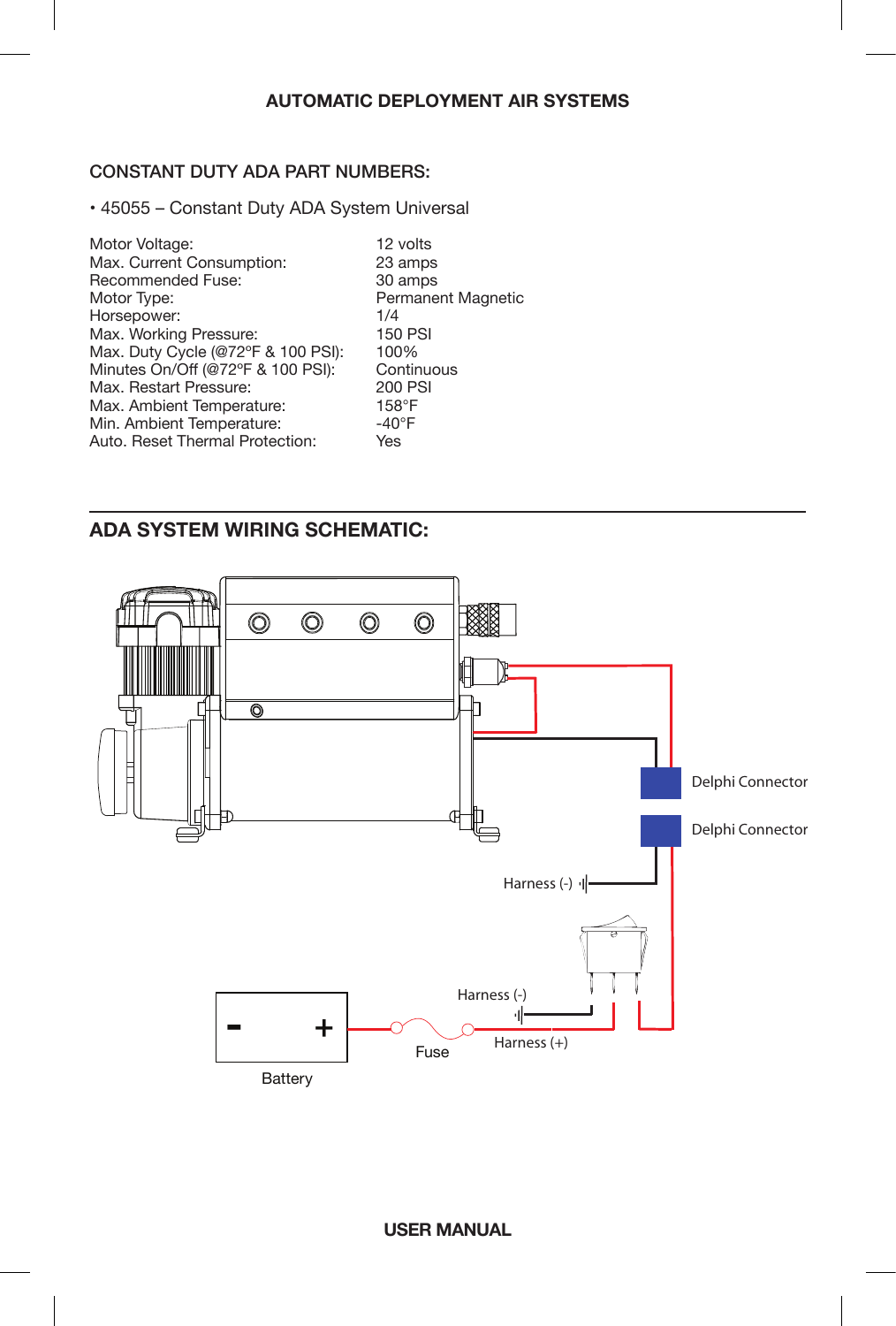## AUTOMATIC DEPLOYMENT AIR SYSTEMS

### CONSTANT DUTY ADA PART NUMBERS:

- 45055 – Constant Duty ADA System Universal

| | |
|---|---|
| Motor Voltage: | 12 volts |
| Max. Current Consumption: | 23 amps |
| Recommended Fuse: | 30 amps |
| Motor Type: | Permanent Magnetic |
| Horsepower: | 1/4 |
| Max. Working Pressure: | 150 PSI |
| Max. Duty Cycle (@72ºF & 100 PSI): | 100% |
| Minutes On/Off (@72ºF & 100 PSI): | Continuous |
| Max. Restart Pressure: | 200 PSI |
| Max. Ambient Temperature: | 158°F |
| Min. Ambient Temperature: | -40°F |
| Auto. Reset Thermal Protection: | Yes |

### ADA SYSTEM WIRING SCHEMATIC:

Delphi Connector

Delphi Connector

Harness (-)

Harness (-)

Harness (+)

Fuse

Battery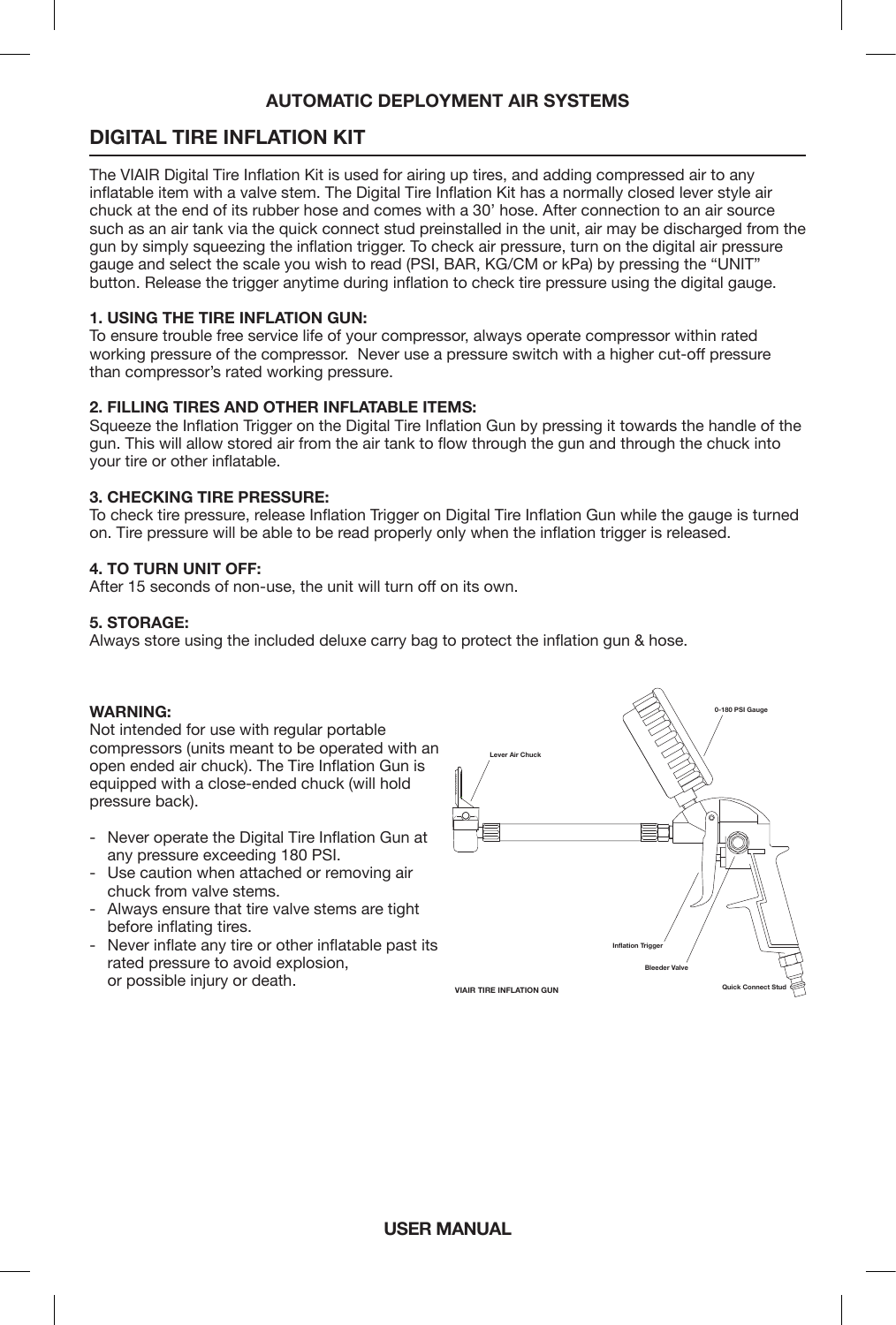**AUTOMATIC DEPLOYMENT AIR SYSTEMS**

## DIGITAL TIRE INFLATION KIT

The VIAIR Digital Tire Inflation Kit is used for airing up tires, and adding compressed air to any inflatable item with a valve stem. The Digital Tire Inflation Kit has a normally closed lever style air chuck at the end of its rubber hose and comes with a 30' hose. After connection to an air source such as an air tank via the quick connect stud preinstalled in the unit, air may be discharged from the gun by simply squeezing the inflation trigger. To check air pressure, turn on the digital air pressure gauge and select the scale you wish to read (PSI, BAR, KG/CM or kPa) by pressing the "UNIT" button. Release the trigger anytime during inflation to check tire pressure using the digital gauge.

### 1. USING THE TIRE INFLATION GUN:

To ensure trouble free service life of your compressor, always operate compressor within rated working pressure of the compressor. Never use a pressure switch with a higher cut-off pressure than compressor's rated working pressure.

### 2. FILLING TIRES AND OTHER INFLATABLE ITEMS:

Squeeze the Inflation Trigger on the Digital Tire Inflation Gun by pressing it towards the handle of the gun. This will allow stored air from the air tank to flow through the gun and through the chuck into your tire or other inflatable.

### 3. CHECKING TIRE PRESSURE:

To check tire pressure, release Inflation Trigger on Digital Tire Inflation Gun while the gauge is turned on. Tire pressure will be able to be read properly only when the inflation trigger is released.

### 4. TO TURN UNIT OFF:

After 15 seconds of non-use, the unit will turn off on its own.

### 5. STORAGE:

Always store using the included deluxe carry bag to protect the inflation gun & hose.

**WARNING:**

Not intended for use with regular portable compressors (units meant to be operated with an open ended air chuck). The Tire Inflation Gun is equipped with a close-ended chuck (will hold pressure back).

- Never operate the Digital Tire Inflation Gun at any pressure exceeding 180 PSI.
- Use caution when attached or removing air chuck from valve stems.
- Always ensure that tire valve stems are tight before inflating tires.
- Never inflate any tire or other inflatable past its rated pressure to avoid explosion, or possible injury or death.

Lever Air Chuck

0-180 PSI Gauge

Inflation Trigger

Bleeder Valve

Quick Connect Stud

VIAIR TIRE INFLATION GUN

**USER MANUAL**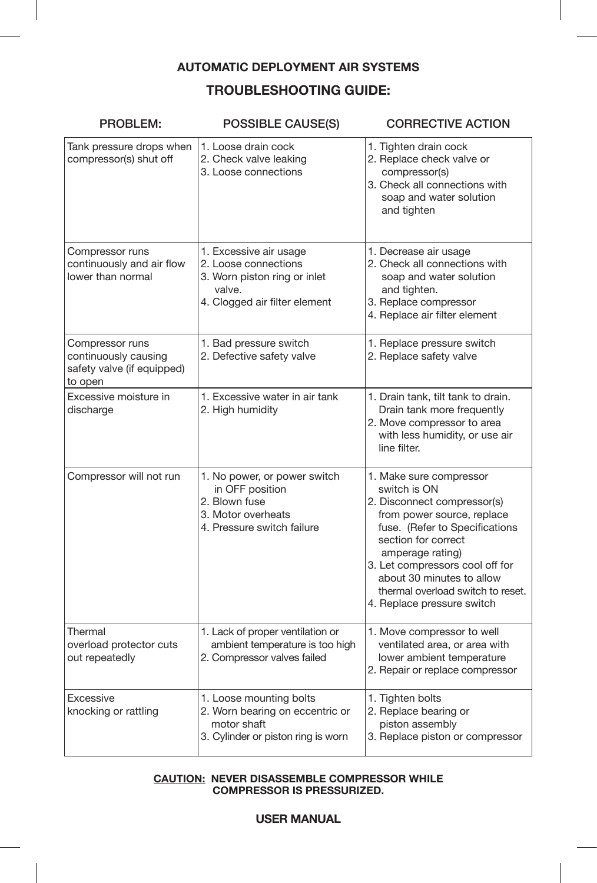**AUTOMATIC DEPLOYMENT AIR SYSTEMS**

## TROUBLESHOOTING GUIDE:

| PROBLEM: | POSSIBLE CAUSE(S) | CORRECTIVE ACTION |
|---|---|---|
| Tank pressure drops when compressor(s) shut off | 1. Loose drain cock<br>2. Check valve leaking<br>3. Loose connections | 1. Tighten drain cock<br>2. Replace check valve or compressor(s)<br>3. Check all connections with soap and water solution and tighten |
| Compressor runs continuously and air flow lower than normal | 1. Excessive air usage<br>2. Loose connections<br>3. Worn piston ring or inlet valve.<br>4. Clogged air filter element | 1. Decrease air usage<br>2. Check all connections with soap and water solution and tighten.<br>3. Replace compressor<br>4. Replace air filter element |
| Compressor runs continuously causing safety valve (if equipped) to open | 1. Bad pressure switch<br>2. Defective safety valve | 1. Replace pressure switch<br>2. Replace safety valve |
| Excessive moisture in discharge | 1. Excessive water in air tank<br>2. High humidity | 1. Drain tank, tilt tank to drain. Drain tank more frequently<br>2. Move compressor to area with less humidity, or use air line filter. |
| Compressor will not run | 1. No power, or power switch in OFF position<br>2. Blown fuse<br>3. Motor overheats<br>4. Pressure switch failure | 1. Make sure compressor switch is ON<br>2. Disconnect compressor(s) from power source, replace fuse. (Refer to Specifications section for correct amperage rating)<br>3. Let compressors cool off for about 30 minutes to allow thermal overload switch to reset.<br>4. Replace pressure switch |
| Thermal overload protector cuts out repeatedly | 1. Lack of proper ventilation or ambient temperature is too high<br>2. Compressor valves failed | 1. Move compressor to well ventilated area, or area with lower ambient temperature<br>2. Repair or replace compressor |
| Excessive knocking or rattling | 1. Loose mounting bolts<br>2. Worn bearing on eccentric or motor shaft<br>3. Cylinder or piston ring is worn | 1. Tighten bolts<br>2. Replace bearing or piston assembly<br>3. Replace piston or compressor |

**CAUTION: NEVER DISASSEMBLE COMPRESSOR WHILE COMPRESSOR IS PRESSURIZED.**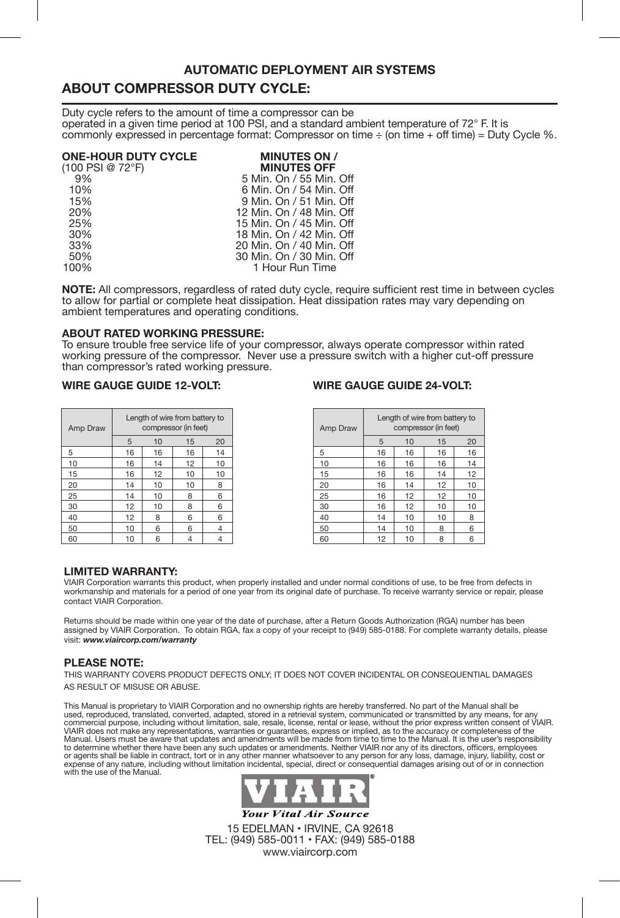## AUTOMATIC DEPLOYMENT AIR SYSTEMS

## ABOUT COMPRESSOR DUTY CYCLE:

Duty cycle refers to the amount of time a compressor can be operated in a given time period at 100 PSI, and a standard ambient temperature of 72° F. It is commonly expressed in percentage format: Compressor on time ÷ (on time + off time) = Duty Cycle %.

| ONE-HOUR DUTY CYCLE (100 PSI @ 72°F) | MINUTES ON / MINUTES OFF |
|---|---|
| 9% | 5 Min. On / 55 Min. Off |
| 10% | 6 Min. On / 54 Min. Off |
| 15% | 9 Min. On / 51 Min. Off |
| 20% | 12 Min. On / 48 Min. Off |
| 25% | 15 Min. On / 45 Min. Off |
| 30% | 18 Min. On / 42 Min. Off |
| 33% | 20 Min. On / 40 Min. Off |
| 50% | 30 Min. On / 30 Min. Off |
| 100% | 1 Hour Run Time |

**NOTE:** All compressors, regardless of rated duty cycle, require sufficient rest time in between cycles to allow for partial or complete heat dissipation. Heat dissipation rates may vary depending on ambient temperatures and operating conditions.

**ABOUT RATED WORKING PRESSURE:**
To ensure trouble free service life of your compressor, always operate compressor within rated working pressure of the compressor. Never use a pressure switch with a higher cut-off pressure than compressor's rated working pressure.

**WIRE GAUGE GUIDE 12-VOLT:**

| Amp Draw | Length of wire from battery to compressor (in feet) | | | |
|---|---|---|---|---|
| | 5 | 10 | 15 | 20 |
| 5 | 16 | 16 | 16 | 14 |
| 10 | 16 | 14 | 12 | 10 |
| 15 | 16 | 12 | 10 | 10 |
| 20 | 14 | 10 | 10 | 8 |
| 25 | 14 | 10 | 8 | 6 |
| 30 | 12 | 10 | 8 | 6 |
| 40 | 12 | 8 | 6 | 6 |
| 50 | 10 | 6 | 6 | 4 |
| 60 | 10 | 6 | 4 | 4 |

**WIRE GAUGE GUIDE 24-VOLT:**

| Amp Draw | Length of wire from battery to compressor (in feet) | | | |
|---|---|---|---|---|
| | 5 | 10 | 15 | 20 |
| 5 | 16 | 16 | 16 | 16 |
| 10 | 16 | 16 | 16 | 14 |
| 15 | 16 | 16 | 14 | 12 |
| 20 | 16 | 14 | 12 | 10 |
| 25 | 16 | 12 | 12 | 10 |
| 30 | 16 | 12 | 10 | 10 |
| 40 | 14 | 10 | 10 | 8 |
| 50 | 14 | 10 | 8 | 6 |
| 60 | 12 | 10 | 8 | 6 |

**LIMITED WARRANTY:**
VIAIR Corporation warrants this product, when properly installed and under normal conditions of use, to be free from defects in workmanship and materials for a period of one year from its original date of purchase. To receive warranty service or repair, please contact VIAIR Corporation.

Returns should be made within one year of the date of purchase, after a Return Goods Authorization (RGA) number has been assigned by VIAIR Corporation. To obtain RGA, fax a copy of your receipt to (949) 585-0188. For complete warranty details, please visit: ***www.viaircorp.com/warranty***

**PLEASE NOTE:**
THIS WARRANTY COVERS PRODUCT DEFECTS ONLY; IT DOES NOT COVER INCIDENTAL OR CONSEQUENTIAL DAMAGES AS RESULT OF MISUSE OR ABUSE.

This Manual is proprietary to VIAIR Corporation and no ownership rights are hereby transferred. No part of the Manual shall be used, reproduced, translated, converted, adapted, stored in a retrieval system, communicated or transmitted by any means, for any commercial purpose, including without limitation, sale, resale, license, rental or lease, without the prior express written consent of VIAIR. VIAIR does not make any representations, warranties or guarantees, express or implied, as to the accuracy or completeness of the Manual. Users must be aware that updates and amendments will be made from time to time to the Manual. It is the user's responsibility to determine whether there have been any such updates or amendments. Neither VIAIR nor any of its directors, officers, employees or agents shall be liable in contract, tort or in any other manner whatsoever to any person for any loss, damage, injury, liability, cost or expense of any nature, including without limitation incidental, special, direct or consequential damages arising out of or in connection with the use of the Manual.

VIAIR®
*Your Vital Air Source*

15 EDELMAN • IRVINE, CA 92618
TEL: (949) 585-0011 • FAX: (949) 585-0188
www.viaircorp.com